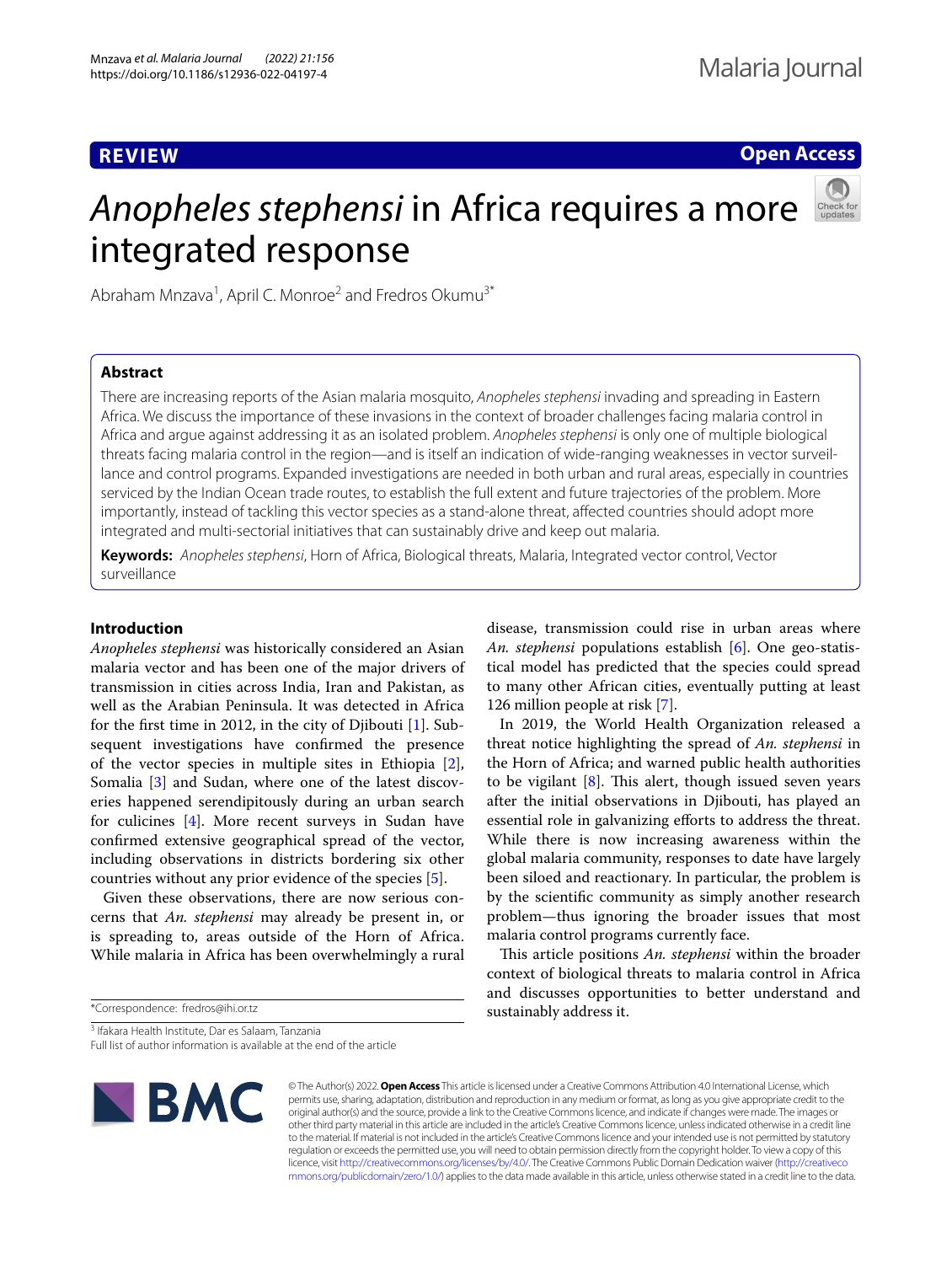**REVIEW**

**Open Access**

# *Anopheles stephensi* in Africa requires a more integrated response

Abraham Mnzava[1], April C. Monroe[2] and Fredros Okumu[3*]

## Abstract

There are increasing reports of the Asian malaria mosquito, *Anopheles stephensi* invading and spreading in Eastern Africa. We discuss the importance of these invasions in the context of broader challenges facing malaria control in Africa and argue against addressing it as an isolated problem. *Anopheles stephensi* is only one of multiple biological threats facing malaria control in the region—and is itself an indication of wide-ranging weaknesses in vector surveillance and control programs. Expanded investigations are needed in both urban and rural areas, especially in countries serviced by the Indian Ocean trade routes, to establish the full extent and future trajectories of the problem. More importantly, instead of tackling this vector species as a stand-alone threat, affected countries should adopt more integrated and multi-sectorial initiatives that can sustainably drive and keep out malaria.

**Keywords:** *Anopheles stephensi*, Horn of Africa, Biological threats, Malaria, Integrated vector control, Vector surveillance

## Introduction

*Anopheles stephensi* was historically considered an Asian malaria vector and has been one of the major drivers of transmission in cities across India, Iran and Pakistan, as well as the Arabian Peninsula. It was detected in Africa for the first time in 2012, in the city of Djibouti [1]. Subsequent investigations have confirmed the presence of the vector species in multiple sites in Ethiopia [2], Somalia [3] and Sudan, where one of the latest discoveries happened serendipitously during an urban search for culicines [4]. More recent surveys in Sudan have confirmed extensive geographical spread of the vector, including observations in districts bordering six other countries without any prior evidence of the species [5].

Given these observations, there are now serious concerns that *An. stephensi* may already be present in, or is spreading to, areas outside of the Horn of Africa. While malaria in Africa has been overwhelmingly a rural disease, transmission could rise in urban areas where *An. stephensi* populations establish [6]. One geo-statistical model has predicted that the species could spread to many other African cities, eventually putting at least 126 million people at risk [7].

In 2019, the World Health Organization released a threat notice highlighting the spread of *An. stephensi* in the Horn of Africa; and warned public health authorities to be vigilant [8]. This alert, though issued seven years after the initial observations in Djibouti, has played an essential role in galvanizing efforts to address the threat. While there is now increasing awareness within the global malaria community, responses to date have largely been siloed and reactionary. In particular, the problem is by the scientific community as simply another research problem—thus ignoring the broader issues that most malaria control programs currently face.

This article positions *An. stephensi* within the broader context of biological threats to malaria control in Africa and discusses opportunities to better understand and sustainably address it.

*Correspondence: fredros@ihi.or.tz

[3] Ifakara Health Institute, Dar es Salaam, Tanzania

Full list of author information is available at the end of the article

© The Author(s) 2022. **Open Access** This article is licensed under a Creative Commons Attribution 4.0 International License, which permits use, sharing, adaptation, distribution and reproduction in any medium or format, as long as you give appropriate credit to the original author(s) and the source, provide a link to the Creative Commons licence, and indicate if changes were made. The images or other third party material in this article are included in the article's Creative Commons licence, unless indicated otherwise in a credit line to the material. If material is not included in the article's Creative Commons licence and your intended use is not permitted by statutory regulation or exceeds the permitted use, you will need to obtain permission directly from the copyright holder. To view a copy of this licence, visit http://creativecommons.org/licenses/by/4.0/. The Creative Commons Public Domain Dedication waiver (http://creativecommons.org/publicdomain/zero/1.0/) applies to the data made available in this article, unless otherwise stated in a credit line to the data.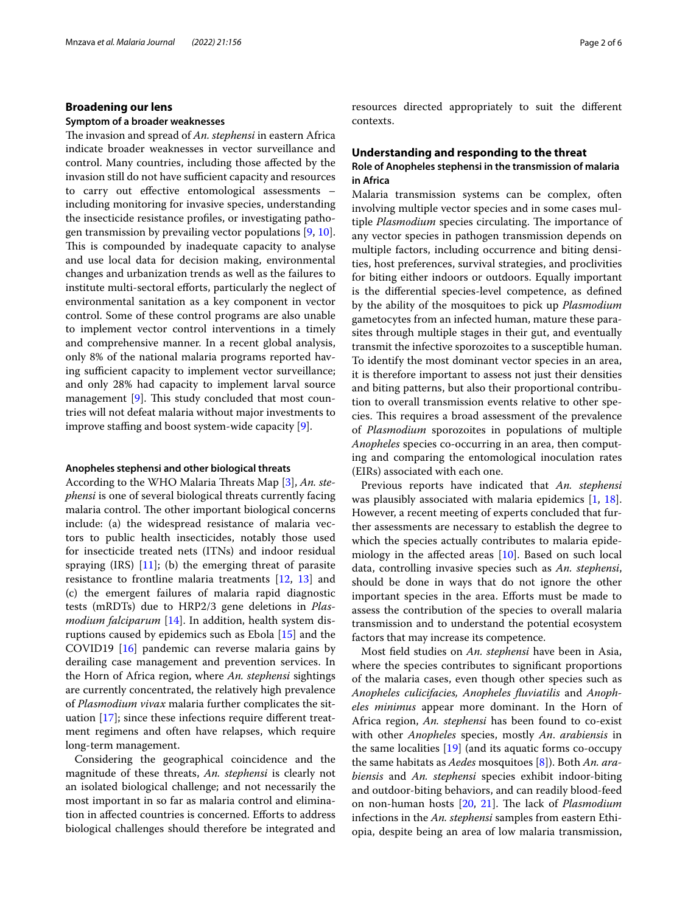## Broadening our lens

### Symptom of a broader weaknesses

The invasion and spread of *An. stephensi* in eastern Africa indicate broader weaknesses in vector surveillance and control. Many countries, including those affected by the invasion still do not have sufficient capacity and resources to carry out effective entomological assessments – including monitoring for invasive species, understanding the insecticide resistance profiles, or investigating pathogen transmission by prevailing vector populations [9, 10]. This is compounded by inadequate capacity to analyse and use local data for decision making, environmental changes and urbanization trends as well as the failures to institute multi-sectoral efforts, particularly the neglect of environmental sanitation as a key component in vector control. Some of these control programs are also unable to implement vector control interventions in a timely and comprehensive manner. In a recent global analysis, only 8% of the national malaria programs reported having sufficient capacity to implement vector surveillance; and only 28% had capacity to implement larval source management [9]. This study concluded that most countries will not defeat malaria without major investments to improve staffing and boost system-wide capacity [9].

### Anopheles stephensi and other biological threats

According to the WHO Malaria Threats Map [3], *An. stephensi* is one of several biological threats currently facing malaria control. The other important biological concerns include: (a) the widespread resistance of malaria vectors to public health insecticides, notably those used for insecticide treated nets (ITNs) and indoor residual spraying (IRS) [11]; (b) the emerging threat of parasite resistance to frontline malaria treatments [12, 13] and (c) the emergent failures of malaria rapid diagnostic tests (mRDTs) due to HRP2/3 gene deletions in *Plasmodium falciparum* [14]. In addition, health system disruptions caused by epidemics such as Ebola [15] and the COVID19 [16] pandemic can reverse malaria gains by derailing case management and prevention services. In the Horn of Africa region, where *An. stephensi* sightings are currently concentrated, the relatively high prevalence of *Plasmodium vivax* malaria further complicates the situation [17]; since these infections require different treatment regimens and often have relapses, which require long-term management.

Considering the geographical coincidence and the magnitude of these threats, *An. stephensi* is clearly not an isolated biological challenge; and not necessarily the most important in so far as malaria control and elimination in affected countries is concerned. Efforts to address biological challenges should therefore be integrated and resources directed appropriately to suit the different contexts.

## Understanding and responding to the threat

### Role of Anopheles stephensi in the transmission of malaria in Africa

Malaria transmission systems can be complex, often involving multiple vector species and in some cases multiple *Plasmodium* species circulating. The importance of any vector species in pathogen transmission depends on multiple factors, including occurrence and biting densities, host preferences, survival strategies, and proclivities for biting either indoors or outdoors. Equally important is the differential species-level competence, as defined by the ability of the mosquitoes to pick up *Plasmodium* gametocytes from an infected human, mature these parasites through multiple stages in their gut, and eventually transmit the infective sporozoites to a susceptible human. To identify the most dominant vector species in an area, it is therefore important to assess not just their densities and biting patterns, but also their proportional contribution to overall transmission events relative to other species. This requires a broad assessment of the prevalence of *Plasmodium* sporozoites in populations of multiple *Anopheles* species co-occurring in an area, then computing and comparing the entomological inoculation rates (EIRs) associated with each one.

Previous reports have indicated that *An. stephensi* was plausibly associated with malaria epidemics [1, 18]. However, a recent meeting of experts concluded that further assessments are necessary to establish the degree to which the species actually contributes to malaria epidemiology in the affected areas [10]. Based on such local data, controlling invasive species such as *An. stephensi*, should be done in ways that do not ignore the other important species in the area. Efforts must be made to assess the contribution of the species to overall malaria transmission and to understand the potential ecosystem factors that may increase its competence.

Most field studies on *An. stephensi* have been in Asia, where the species contributes to significant proportions of the malaria cases, even though other species such as *Anopheles culicifacies, Anopheles fluviatilis* and *Anopheles minimus* appear more dominant. In the Horn of Africa region, *An. stephensi* has been found to co-exist with other *Anopheles* species, mostly *An. arabiensis* in the same localities [19] (and its aquatic forms co-occupy the same habitats as *Aedes* mosquitoes [8]). Both *An. arabiensis* and *An. stephensi* species exhibit indoor-biting and outdoor-biting behaviors, and can readily blood-feed on non-human hosts [20, 21]. The lack of *Plasmodium* infections in the *An. stephensi* samples from eastern Ethiopia, despite being an area of low malaria transmission,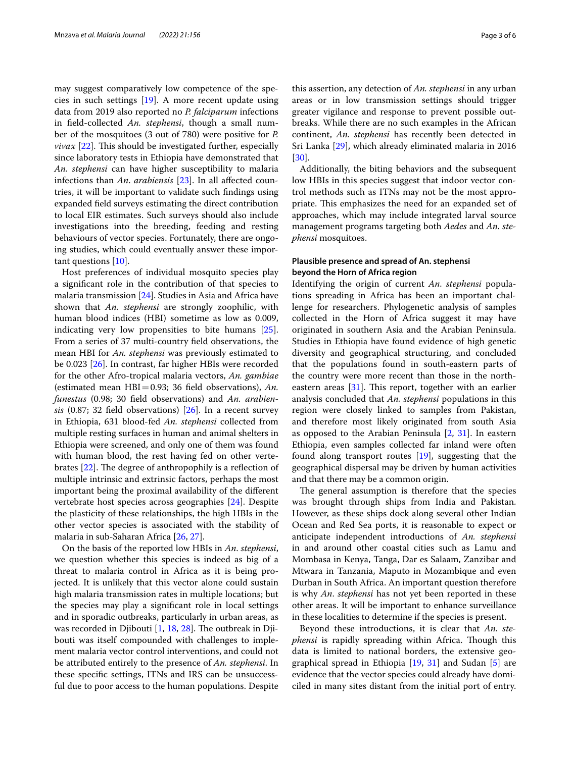may suggest comparatively low competence of the species in such settings [19]. A more recent update using data from 2019 also reported no *P. falciparum* infections in field-collected *An. stephensi*, though a small number of the mosquitoes (3 out of 780) were positive for *P. vivax* [22]. This should be investigated further, especially since laboratory tests in Ethiopia have demonstrated that *An. stephensi* can have higher susceptibility to malaria infections than *An. arabiensis* [23]. In all affected countries, it will be important to validate such findings using expanded field surveys estimating the direct contribution to local EIR estimates. Such surveys should also include investigations into the breeding, feeding and resting behaviours of vector species. Fortunately, there are ongoing studies, which could eventually answer these important questions [10].

Host preferences of individual mosquito species play a significant role in the contribution of that species to malaria transmission [24]. Studies in Asia and Africa have shown that *An. stephensi* are strongly zoophilic, with human blood indices (HBI) sometime as low as 0.009, indicating very low propensities to bite humans [25]. From a series of 37 multi-country field observations, the mean HBI for *An. stephensi* was previously estimated to be 0.023 [26]. In contrast, far higher HBIs were recorded for the other Afro-tropical malaria vectors, *An. gambiae* (estimated mean HBI = 0.93; 36 field observations), *An. funestus* (0.98; 30 field observations) and *An. arabiensis* (0.87; 32 field observations) [26]. In a recent survey in Ethiopia, 631 blood-fed *An. stephensi* collected from multiple resting surfaces in human and animal shelters in Ethiopia were screened, and only one of them was found with human blood, the rest having fed on other vertebrates [22]. The degree of anthropophily is a reflection of multiple intrinsic and extrinsic factors, perhaps the most important being the proximal availability of the different vertebrate host species across geographies [24]. Despite the plasticity of these relationships, the high HBIs in the other vector species is associated with the stability of malaria in sub-Saharan Africa [26, 27].

On the basis of the reported low HBIs in *An. stephensi*, we question whether this species is indeed as big of a threat to malaria control in Africa as it is being projected. It is unlikely that this vector alone could sustain high malaria transmission rates in multiple locations; but the species may play a significant role in local settings and in sporadic outbreaks, particularly in urban areas, as was recorded in Djibouti [1, 18, 28]. The outbreak in Djibouti was itself compounded with challenges to implement malaria vector control interventions, and could not be attributed entirely to the presence of *An. stephensi*. In these specific settings, ITNs and IRS can be unsuccessful due to poor access to the human populations. Despite this assertion, any detection of *An. stephensi* in any urban areas or in low transmission settings should trigger greater vigilance and response to prevent possible outbreaks. While there are no such examples in the African continent, *An. stephensi* has recently been detected in Sri Lanka [29], which already eliminated malaria in 2016 [30].

Additionally, the biting behaviors and the subsequent low HBIs in this species suggest that indoor vector control methods such as ITNs may not be the most appropriate. This emphasizes the need for an expanded set of approaches, which may include integrated larval source management programs targeting both *Aedes* and *An. stephensi* mosquitoes.

### Plausible presence and spread of An. stephensi beyond the Horn of Africa region

Identifying the origin of current *An. stephensi* populations spreading in Africa has been an important challenge for researchers. Phylogenetic analysis of samples collected in the Horn of Africa suggest it may have originated in southern Asia and the Arabian Peninsula. Studies in Ethiopia have found evidence of high genetic diversity and geographical structuring, and concluded that the populations found in south-eastern parts of the country were more recent than those in the north-eastern areas [31]. This report, together with an earlier analysis concluded that *An. stephensi* populations in this region were closely linked to samples from Pakistan, and therefore most likely originated from south Asia as opposed to the Arabian Peninsula [2, 31]. In eastern Ethiopia, even samples collected far inland were often found along transport routes [19], suggesting that the geographical dispersal may be driven by human activities and that there may be a common origin.

The general assumption is therefore that the species was brought through ships from India and Pakistan. However, as these ships dock along several other Indian Ocean and Red Sea ports, it is reasonable to expect or anticipate independent introductions of *An. stephensi* in and around other coastal cities such as Lamu and Mombasa in Kenya, Tanga, Dar es Salaam, Zanzibar and Mtwara in Tanzania, Maputo in Mozambique and even Durban in South Africa. An important question therefore is why *An. stephensi* has not yet been reported in these other areas. It will be important to enhance surveillance in these localities to determine if the species is present.

Beyond these introductions, it is clear that *An. stephensi* is rapidly spreading within Africa. Though this data is limited to national borders, the extensive geographical spread in Ethiopia [19, 31] and Sudan [5] are evidence that the vector species could already have domiciled in many sites distant from the initial port of entry.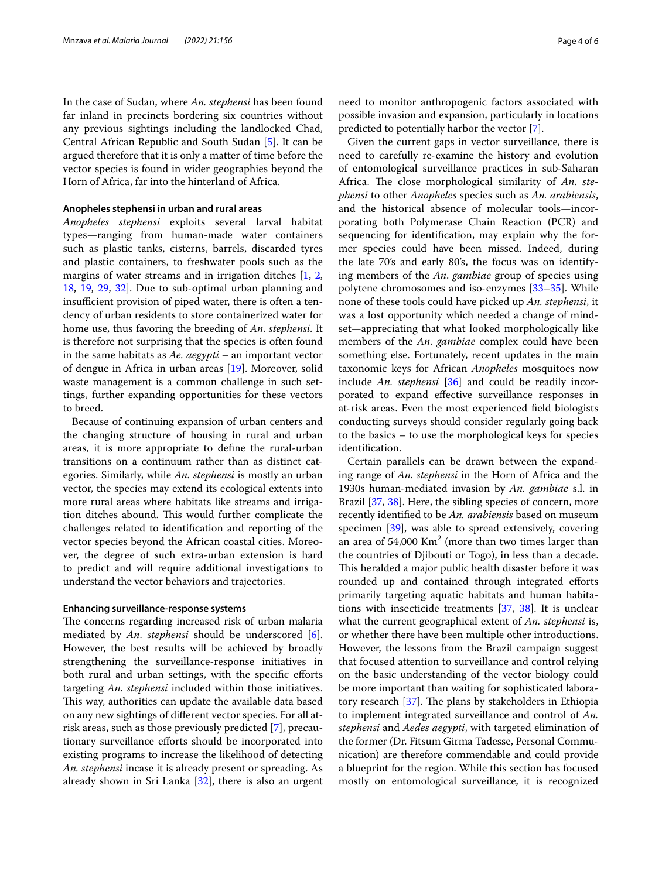In the case of Sudan, where *An. stephensi* has been found far inland in precincts bordering six countries without any previous sightings including the landlocked Chad, Central African Republic and South Sudan [5]. It can be argued therefore that it is only a matter of time before the vector species is found in wider geographies beyond the Horn of Africa, far into the hinterland of Africa.

### Anopheles stephensi in urban and rural areas

*Anopheles stephensi* exploits several larval habitat types—ranging from human-made water containers such as plastic tanks, cisterns, barrels, discarded tyres and plastic containers, to freshwater pools such as the margins of water streams and in irrigation ditches [1, 2, 18, 19, 29, 32]. Due to sub-optimal urban planning and insufficient provision of piped water, there is often a tendency of urban residents to store containerized water for home use, thus favoring the breeding of *An. stephensi*. It is therefore not surprising that the species is often found in the same habitats as *Ae. aegypti* – an important vector of dengue in Africa in urban areas [19]. Moreover, solid waste management is a common challenge in such settings, further expanding opportunities for these vectors to breed.

Because of continuing expansion of urban centers and the changing structure of housing in rural and urban areas, it is more appropriate to define the rural-urban transitions on a continuum rather than as distinct categories. Similarly, while *An. stephensi* is mostly an urban vector, the species may extend its ecological extents into more rural areas where habitats like streams and irrigation ditches abound. This would further complicate the challenges related to identification and reporting of the vector species beyond the African coastal cities. Moreover, the degree of such extra-urban extension is hard to predict and will require additional investigations to understand the vector behaviors and trajectories.

### Enhancing surveillance-response systems

The concerns regarding increased risk of urban malaria mediated by *An. stephensi* should be underscored [6]. However, the best results will be achieved by broadly strengthening the surveillance-response initiatives in both rural and urban settings, with the specific efforts targeting *An. stephensi* included within those initiatives. This way, authorities can update the available data based on any new sightings of different vector species. For all at-risk areas, such as those previously predicted [7], precautionary surveillance efforts should be incorporated into existing programs to increase the likelihood of detecting *An. stephensi* incase it is already present or spreading. As already shown in Sri Lanka [32], there is also an urgent need to monitor anthropogenic factors associated with possible invasion and expansion, particularly in locations predicted to potentially harbor the vector [7].

Given the current gaps in vector surveillance, there is need to carefully re-examine the history and evolution of entomological surveillance practices in sub-Saharan Africa. The close morphological similarity of *An. stephensi* to other *Anopheles* species such as *An. arabiensis*, and the historical absence of molecular tools—incorporating both Polymerase Chain Reaction (PCR) and sequencing for identification, may explain why the former species could have been missed. Indeed, during the late 70's and early 80's, the focus was on identifying members of the *An. gambiae* group of species using polytene chromosomes and iso-enzymes [33–35]. While none of these tools could have picked up *An. stephensi*, it was a lost opportunity which needed a change of mindset—appreciating that what looked morphologically like members of the *An. gambiae* complex could have been something else. Fortunately, recent updates in the main taxonomic keys for African *Anopheles* mosquitoes now include *An. stephensi* [36] and could be readily incorporated to expand effective surveillance responses in at-risk areas. Even the most experienced field biologists conducting surveys should consider regularly going back to the basics – to use the morphological keys for species identification.

Certain parallels can be drawn between the expanding range of *An. stephensi* in the Horn of Africa and the 1930s human-mediated invasion by *An. gambiae* s.l. in Brazil [37, 38]. Here, the sibling species of concern, more recently identified to be *An. arabiensis* based on museum specimen [39], was able to spread extensively, covering an area of 54,000 $Km^2$ (more than two times larger than the countries of Djibouti or Togo), in less than a decade. This heralded a major public health disaster before it was rounded up and contained through integrated efforts primarily targeting aquatic habitats and human habitations with insecticide treatments [37, 38]. It is unclear what the current geographical extent of *An. stephensi* is, or whether there have been multiple other introductions. However, the lessons from the Brazil campaign suggest that focused attention to surveillance and control relying on the basic understanding of the vector biology could be more important than waiting for sophisticated laboratory research [37]. The plans by stakeholders in Ethiopia to implement integrated surveillance and control of *An. stephensi* and *Aedes aegypti*, with targeted elimination of the former (Dr. Fitsum Girma Tadesse, Personal Communication) are therefore commendable and could provide a blueprint for the region. While this section has focused mostly on entomological surveillance, it is recognized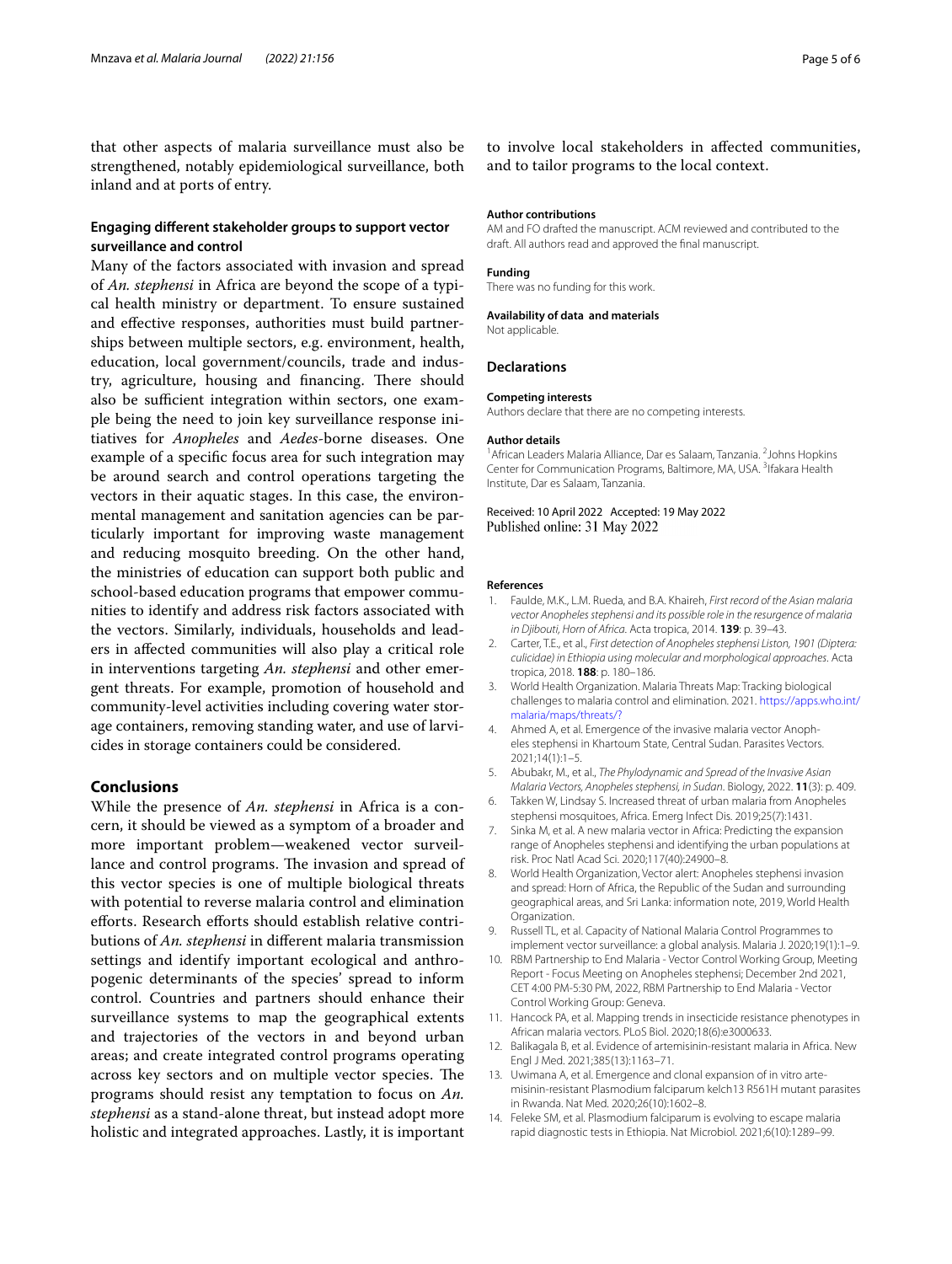that other aspects of malaria surveillance must also be strengthened, notably epidemiological surveillance, both inland and at ports of entry.

### Engaging different stakeholder groups to support vector surveillance and control

Many of the factors associated with invasion and spread of *An. stephensi* in Africa are beyond the scope of a typical health ministry or department. To ensure sustained and effective responses, authorities must build partnerships between multiple sectors, e.g. environment, health, education, local government/councils, trade and industry, agriculture, housing and financing. There should also be sufficient integration within sectors, one example being the need to join key surveillance response initiatives for *Anopheles* and *Aedes*-borne diseases. One example of a specific focus area for such integration may be around search and control operations targeting the vectors in their aquatic stages. In this case, the environmental management and sanitation agencies can be particularly important for improving waste management and reducing mosquito breeding. On the other hand, the ministries of education can support both public and school-based education programs that empower communities to identify and address risk factors associated with the vectors. Similarly, individuals, households and leaders in affected communities will also play a critical role in interventions targeting *An. stephensi* and other emergent threats. For example, promotion of household and community-level activities including covering water storage containers, removing standing water, and use of larvicides in storage containers could be considered.

## Conclusions

While the presence of *An. stephensi* in Africa is a concern, it should be viewed as a symptom of a broader and more important problem—weakened vector surveillance and control programs. The invasion and spread of this vector species is one of multiple biological threats with potential to reverse malaria control and elimination efforts. Research efforts should establish relative contributions of *An. stephensi* in different malaria transmission settings and identify important ecological and anthropogenic determinants of the species' spread to inform control. Countries and partners should enhance their surveillance systems to map the geographical extents and trajectories of the vectors in and beyond urban areas; and create integrated control programs operating across key sectors and on multiple vector species. The programs should resist any temptation to focus on *An. stephensi* as a stand-alone threat, but instead adopt more holistic and integrated approaches. Lastly, it is important to involve local stakeholders in affected communities, and to tailor programs to the local context.

#### Author contributions

AM and FO drafted the manuscript. ACM reviewed and contributed to the draft. All authors read and approved the final manuscript.

#### Funding

There was no funding for this work.

#### Availability of data and materials

Not applicable.

### Declarations

#### Competing interests

Authors declare that there are no competing interests.

#### Author details

[1]African Leaders Malaria Alliance, Dar es Salaam, Tanzania. [2]Johns Hopkins Center for Communication Programs, Baltimore, MA, USA. [3]Ifakara Health Institute, Dar es Salaam, Tanzania.

Received: 10 April 2022 Accepted: 19 May 2022
Published online: 31 May 2022

#### References

1. Faulde, M.K., L.M. Rueda, and B.A. Khaireh, *First record of the Asian malaria vector Anopheles stephensi and its possible role in the resurgence of malaria in Djibouti, Horn of Africa.* Acta tropica, 2014. **139**: p. 39–43.
2. Carter, T.E., et al., *First detection of Anopheles stephensi Liston, 1901 (Diptera: culicidae) in Ethiopia using molecular and morphological approaches.* Acta tropica, 2018. **188**: p. 180–186.
3. World Health Organization. Malaria Threats Map: Tracking biological challenges to malaria control and elimination. 2021. https://apps.who.int/malaria/maps/threats/?
4. Ahmed A, et al. Emergence of the invasive malaria vector Anopheles stephensi in Khartoum State, Central Sudan. Parasites Vectors. 2021;14(1):1–5.
5. Abubakr, M., et al., *The Phylodynamic and Spread of the Invasive Asian Malaria Vectors, Anopheles stephensi, in Sudan.* Biology, 2022. **11**(3): p. 409.
6. Takken W, Lindsay S. Increased threat of urban malaria from Anopheles stephensi mosquitoes, Africa. Emerg Infect Dis. 2019;25(7):1431.
7. Sinka M, et al. A new malaria vector in Africa: Predicting the expansion range of Anopheles stephensi and identifying the urban populations at risk. Proc Natl Acad Sci. 2020;117(40):24900–8.
8. World Health Organization, Vector alert: Anopheles stephensi invasion and spread: Horn of Africa, the Republic of the Sudan and surrounding geographical areas, and Sri Lanka: information note, 2019, World Health Organization.
9. Russell TL, et al. Capacity of National Malaria Control Programmes to implement vector surveillance: a global analysis. Malaria J. 2020;19(1):1–9.
10. RBM Partnership to End Malaria - Vector Control Working Group, Meeting Report - Focus Meeting on Anopheles stephensi; December 2nd 2021, CET 4:00 PM-5:30 PM, 2022, RBM Partnership to End Malaria - Vector Control Working Group: Geneva.
11. Hancock PA, et al. Mapping trends in insecticide resistance phenotypes in African malaria vectors. PLoS Biol. 2020;18(6):e3000633.
12. Balikagala B, et al. Evidence of artemisinin-resistant malaria in Africa. New Engl J Med. 2021;385(13):1163–71.
13. Uwimana A, et al. Emergence and clonal expansion of in vitro artemisinin-resistant Plasmodium falciparum kelch13 R561H mutant parasites in Rwanda. Nat Med. 2020;26(10):1602–8.
14. Feleke SM, et al. Plasmodium falciparum is evolving to escape malaria rapid diagnostic tests in Ethiopia. Nat Microbiol. 2021;6(10):1289–99.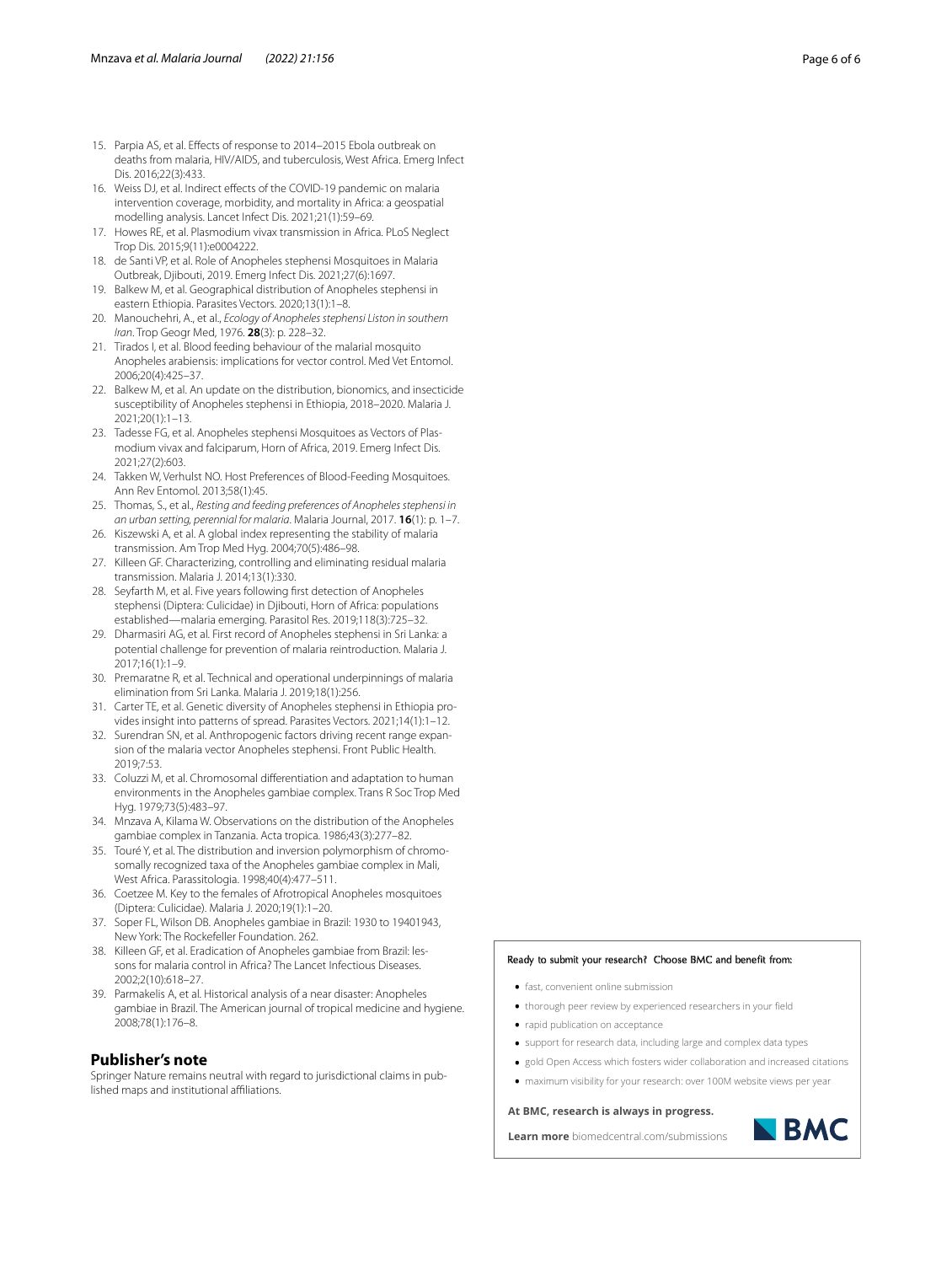15. Parpia AS, et al. Effects of response to 2014–2015 Ebola outbreak on deaths from malaria, HIV/AIDS, and tuberculosis, West Africa. Emerg Infect Dis. 2016;22(3):433.
16. Weiss DJ, et al. Indirect effects of the COVID-19 pandemic on malaria intervention coverage, morbidity, and mortality in Africa: a geospatial modelling analysis. Lancet Infect Dis. 2021;21(1):59–69.
17. Howes RE, et al. Plasmodium vivax transmission in Africa. PLoS Neglect Trop Dis. 2015;9(11):e0004222.
18. de Santi VP, et al. Role of Anopheles stephensi Mosquitoes in Malaria Outbreak, Djibouti, 2019. Emerg Infect Dis. 2021;27(6):1697.
19. Balkew M, et al. Geographical distribution of Anopheles stephensi in eastern Ethiopia. Parasites Vectors. 2020;13(1):1–8.
20. Manouchehri, A., et al., *Ecology of Anopheles stephensi Liston in southern Iran*. Trop Geogr Med, 1976. **28**(3): p. 228–32.
21. Tirados I, et al. Blood feeding behaviour of the malarial mosquito Anopheles arabiensis: implications for vector control. Med Vet Entomol. 2006;20(4):425–37.
22. Balkew M, et al. An update on the distribution, bionomics, and insecticide susceptibility of Anopheles stephensi in Ethiopia, 2018–2020. Malaria J. 2021;20(1):1–13.
23. Tadesse FG, et al. Anopheles stephensi Mosquitoes as Vectors of Plasmodium vivax and falciparum, Horn of Africa, 2019. Emerg Infect Dis. 2021;27(2):603.
24. Takken W, Verhulst NO. Host Preferences of Blood-Feeding Mosquitoes. Ann Rev Entomol. 2013;58(1):45.
25. Thomas, S., et al., *Resting and feeding preferences of Anopheles stephensi in an urban setting, perennial for malaria*. Malaria Journal, 2017. **16**(1): p. 1–7.
26. Kiszewski A, et al. A global index representing the stability of malaria transmission. Am Trop Med Hyg. 2004;70(5):486–98.
27. Killeen GF. Characterizing, controlling and eliminating residual malaria transmission. Malaria J. 2014;13(1):330.
28. Seyfarth M, et al. Five years following first detection of Anopheles stephensi (Diptera: Culicidae) in Djibouti, Horn of Africa: populations established—malaria emerging. Parasitol Res. 2019;118(3):725–32.
29. Dharmasiri AG, et al. First record of Anopheles stephensi in Sri Lanka: a potential challenge for prevention of malaria reintroduction. Malaria J. 2017;16(1):1–9.
30. Premaratne R, et al. Technical and operational underpinnings of malaria elimination from Sri Lanka. Malaria J. 2019;18(1):256.
31. Carter TE, et al. Genetic diversity of Anopheles stephensi in Ethiopia provides insight into patterns of spread. Parasites Vectors. 2021;14(1):1–12.
32. Surendran SN, et al. Anthropogenic factors driving recent range expansion of the malaria vector Anopheles stephensi. Front Public Health. 2019;7:53.
33. Coluzzi M, et al. Chromosomal differentiation and adaptation to human environments in the Anopheles gambiae complex. Trans R Soc Trop Med Hyg. 1979;73(5):483–97.
34. Mnzava A, Kilama W. Observations on the distribution of the Anopheles gambiae complex in Tanzania. Acta tropica. 1986;43(3):277–82.
35. Touré Y, et al. The distribution and inversion polymorphism of chromosomally recognized taxa of the Anopheles gambiae complex in Mali, West Africa. Parassitologia. 1998;40(4):477–511.
36. Coetzee M. Key to the females of Afrotropical Anopheles mosquitoes (Diptera: Culicidae). Malaria J. 2020;19(1):1–20.
37. Soper FL, Wilson DB. Anopheles gambiae in Brazil: 1930 to 19401943, New York: The Rockefeller Foundation. 262.
38. Killeen GF, et al. Eradication of Anopheles gambiae from Brazil: lessons for malaria control in Africa? The Lancet Infectious Diseases. 2002;2(10):618–27.
39. Parmakelis A, et al. Historical analysis of a near disaster: Anopheles gambiae in Brazil. The American journal of tropical medicine and hygiene. 2008;78(1):176–8.

## Publisher's note

Springer Nature remains neutral with regard to jurisdictional claims in published maps and institutional affiliations.